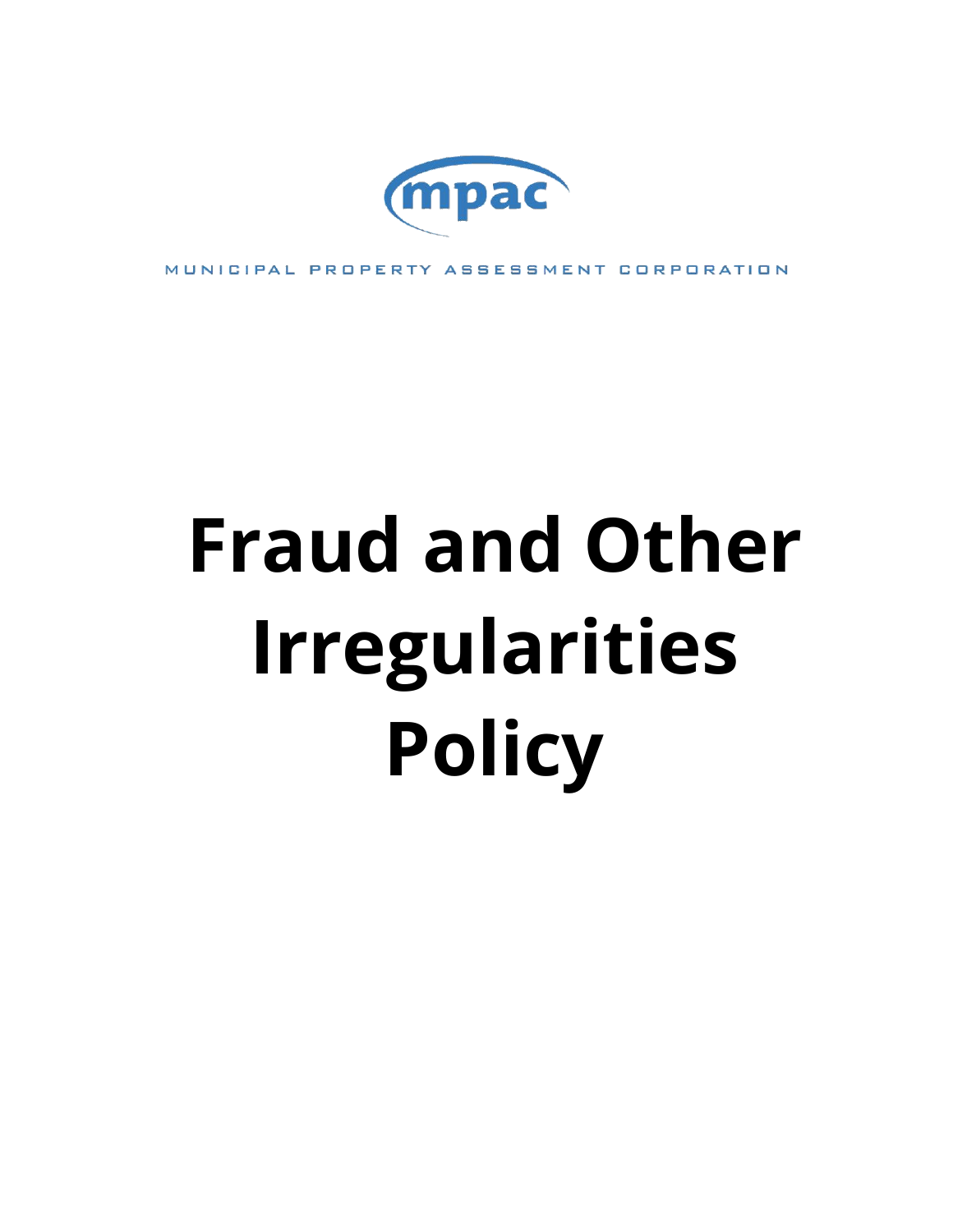mpac

MUNICIPAL PROPERTY ASSESSMENT CORPORATION

# Fraud and Other Irregularities Policy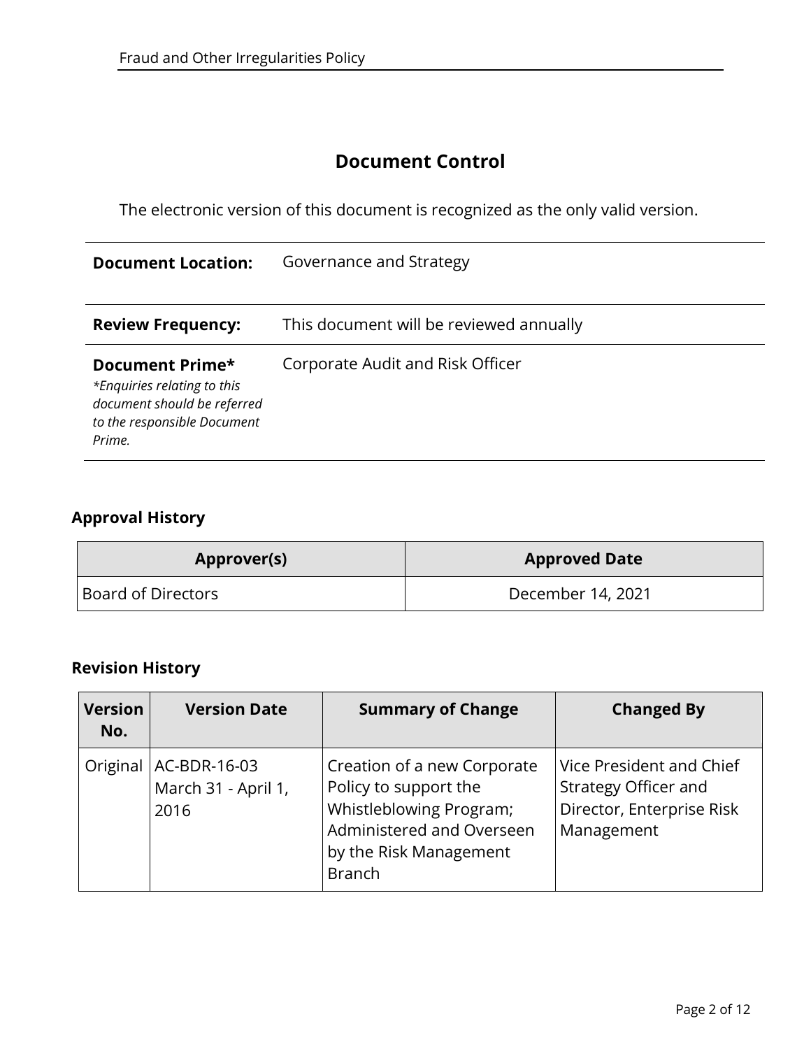# Document Control

The electronic version of this document is recognized as the only valid version.

| | |
|---|---|
| **Document Location:** | Governance and Strategy |
| **Review Frequency:** | This document will be reviewed annually |
| **Document Prime*** *\*Enquiries relating to this document should be referred to the responsible Document Prime.* | Corporate Audit and Risk Officer |

## Approval History

| Approver(s) | Approved Date |
|---|---|
| Board of Directors | December 14, 2021 |

## Revision History

| Version No. | Version Date | Summary of Change | Changed By |
|---|---|---|---|
| Original | AC-BDR-16-03 March 31 - April 1, 2016 | Creation of a new Corporate Policy to support the Whistleblowing Program; Administered and Overseen by the Risk Management Branch | Vice President and Chief Strategy Officer and Director, Enterprise Risk Management |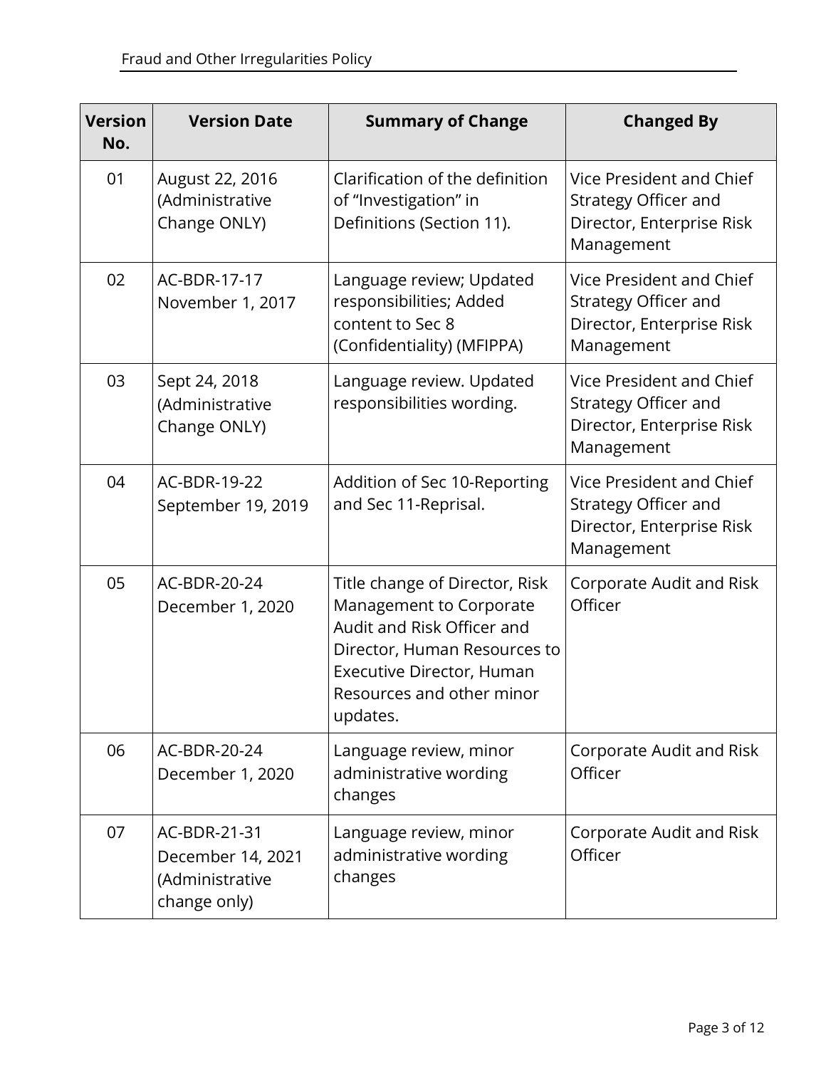| Version No. | Version Date | Summary of Change | Changed By |
|---|---|---|---|
| 01 | August 22, 2016 (Administrative Change ONLY) | Clarification of the definition of “Investigation” in Definitions (Section 11). | Vice President and Chief Strategy Officer and Director, Enterprise Risk Management |
| 02 | AC-BDR-17-17 November 1, 2017 | Language review; Updated responsibilities; Added content to Sec 8 (Confidentiality) (MFIPPA) | Vice President and Chief Strategy Officer and Director, Enterprise Risk Management |
| 03 | Sept 24, 2018 (Administrative Change ONLY) | Language review. Updated responsibilities wording. | Vice President and Chief Strategy Officer and Director, Enterprise Risk Management |
| 04 | AC-BDR-19-22 September 19, 2019 | Addition of Sec 10-Reporting and Sec 11-Reprisal. | Vice President and Chief Strategy Officer and Director, Enterprise Risk Management |
| 05 | AC-BDR-20-24 December 1, 2020 | Title change of Director, Risk Management to Corporate Audit and Risk Officer and Director, Human Resources to Executive Director, Human Resources and other minor updates. | Corporate Audit and Risk Officer |
| 06 | AC-BDR-20-24 December 1, 2020 | Language review, minor administrative wording changes | Corporate Audit and Risk Officer |
| 07 | AC-BDR-21-31 December 14, 2021 (Administrative change only) | Language review, minor administrative wording changes | Corporate Audit and Risk Officer |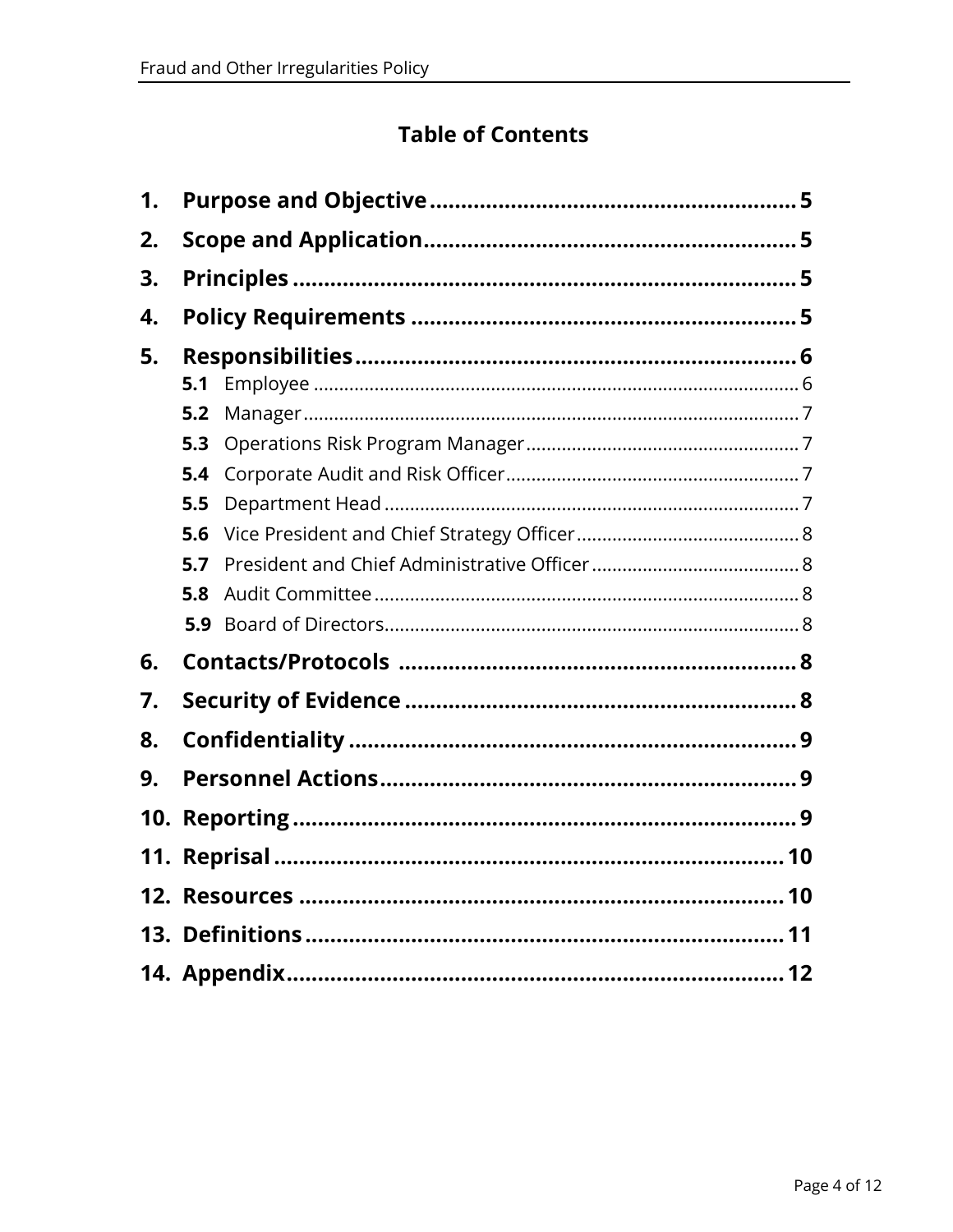## Table of Contents

1. **Purpose and Objective** ........................................ 5
2. **Scope and Application** ........................................ 5
3. **Principles** ........................................ 5
4. **Policy Requirements** ........................................ 5
5. **Responsibilities** ........................................ 6
   - **5.1** Employee ........................................ 6
   - **5.2** Manager ........................................ 7
   - **5.3** Operations Risk Program Manager ........................................ 7
   - **5.4** Corporate Audit and Risk Officer ........................................ 7
   - **5.5** Department Head ........................................ 7
   - **5.6** Vice President and Chief Strategy Officer ........................................ 8
   - **5.7** President and Chief Administrative Officer ........................................ 8
   - **5.8** Audit Committee ........................................ 8
   - **5.9** Board of Directors ........................................ 8
6. **Contacts/Protocols** ........................................ 8
7. **Security of Evidence** ........................................ 8
8. **Confidentiality** ........................................ 9
9. **Personnel Actions** ........................................ 9
10. **Reporting** ........................................ 9
11. **Reprisal** ........................................ 10
12. **Resources** ........................................ 10
13. **Definitions** ........................................ 11
14. **Appendix** ........................................ 12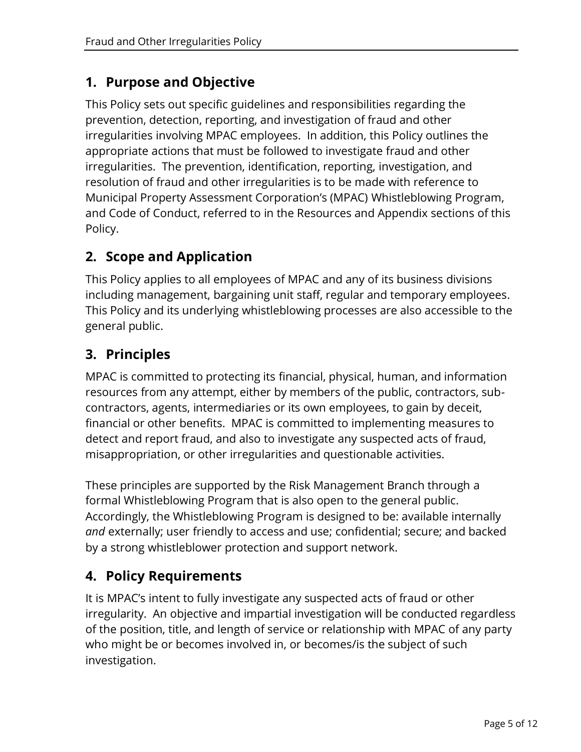## 1. Purpose and Objective

This Policy sets out specific guidelines and responsibilities regarding the prevention, detection, reporting, and investigation of fraud and other irregularities involving MPAC employees. In addition, this Policy outlines the appropriate actions that must be followed to investigate fraud and other irregularities. The prevention, identification, reporting, investigation, and resolution of fraud and other irregularities is to be made with reference to Municipal Property Assessment Corporation's (MPAC) Whistleblowing Program, and Code of Conduct, referred to in the Resources and Appendix sections of this Policy.

## 2. Scope and Application

This Policy applies to all employees of MPAC and any of its business divisions including management, bargaining unit staff, regular and temporary employees. This Policy and its underlying whistleblowing processes are also accessible to the general public.

## 3. Principles

MPAC is committed to protecting its financial, physical, human, and information resources from any attempt, either by members of the public, contractors, sub-contractors, agents, intermediaries or its own employees, to gain by deceit, financial or other benefits. MPAC is committed to implementing measures to detect and report fraud, and also to investigate any suspected acts of fraud, misappropriation, or other irregularities and questionable activities.

These principles are supported by the Risk Management Branch through a formal Whistleblowing Program that is also open to the general public. Accordingly, the Whistleblowing Program is designed to be: available internally *and* externally; user friendly to access and use; confidential; secure; and backed by a strong whistleblower protection and support network.

## 4. Policy Requirements

It is MPAC's intent to fully investigate any suspected acts of fraud or other irregularity. An objective and impartial investigation will be conducted regardless of the position, title, and length of service or relationship with MPAC of any party who might be or becomes involved in, or becomes/is the subject of such investigation.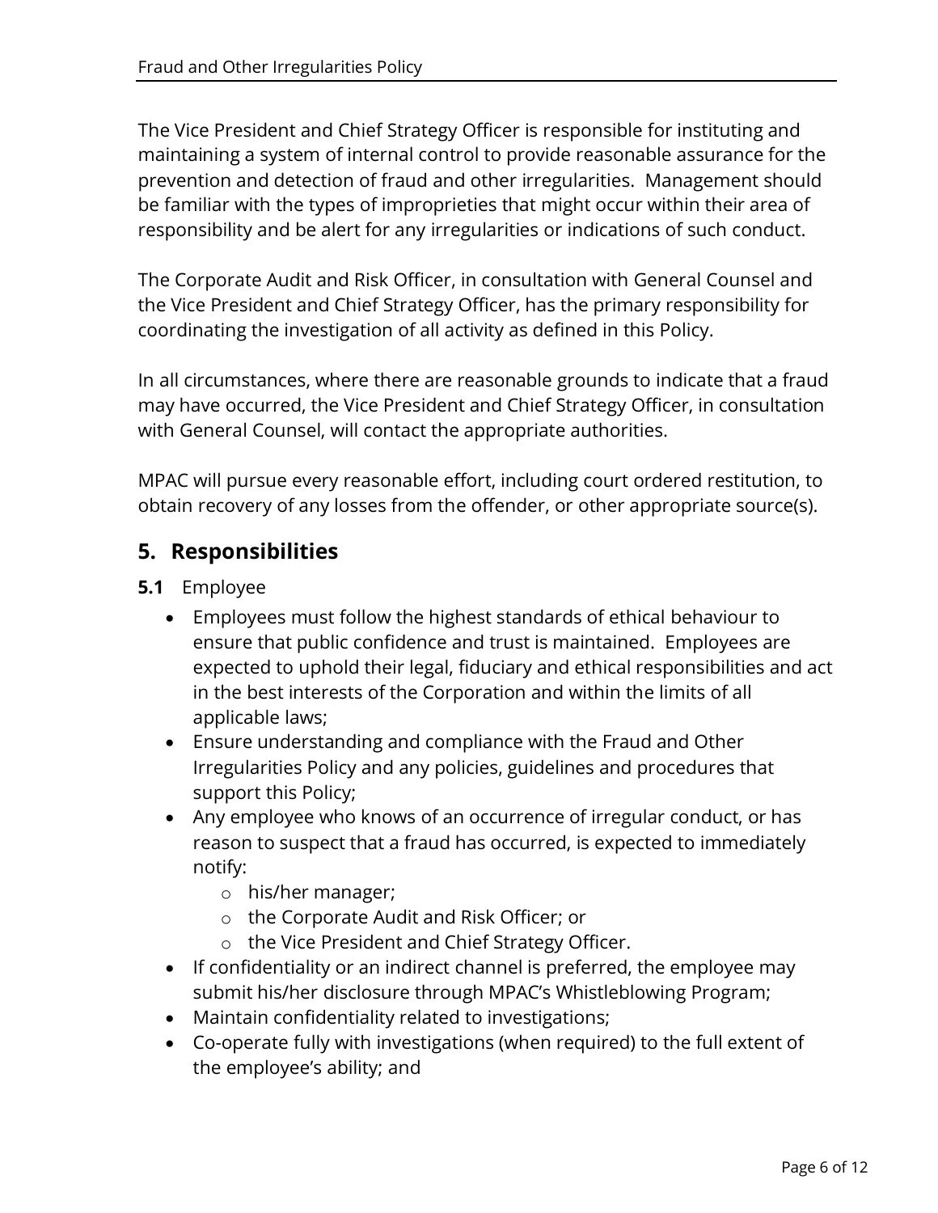The Vice President and Chief Strategy Officer is responsible for instituting and maintaining a system of internal control to provide reasonable assurance for the prevention and detection of fraud and other irregularities. Management should be familiar with the types of improprieties that might occur within their area of responsibility and be alert for any irregularities or indications of such conduct.

The Corporate Audit and Risk Officer, in consultation with General Counsel and the Vice President and Chief Strategy Officer, has the primary responsibility for coordinating the investigation of all activity as defined in this Policy.

In all circumstances, where there are reasonable grounds to indicate that a fraud may have occurred, the Vice President and Chief Strategy Officer, in consultation with General Counsel, will contact the appropriate authorities.

MPAC will pursue every reasonable effort, including court ordered restitution, to obtain recovery of any losses from the offender, or other appropriate source(s).

## 5. Responsibilities

**5.1** Employee

- Employees must follow the highest standards of ethical behaviour to ensure that public confidence and trust is maintained. Employees are expected to uphold their legal, fiduciary and ethical responsibilities and act in the best interests of the Corporation and within the limits of all applicable laws;
- Ensure understanding and compliance with the Fraud and Other Irregularities Policy and any policies, guidelines and procedures that support this Policy;
- Any employee who knows of an occurrence of irregular conduct, or has reason to suspect that a fraud has occurred, is expected to immediately notify:
  - his/her manager;
  - the Corporate Audit and Risk Officer; or
  - the Vice President and Chief Strategy Officer.
- If confidentiality or an indirect channel is preferred, the employee may submit his/her disclosure through MPAC's Whistleblowing Program;
- Maintain confidentiality related to investigations;
- Co-operate fully with investigations (when required) to the full extent of the employee's ability; and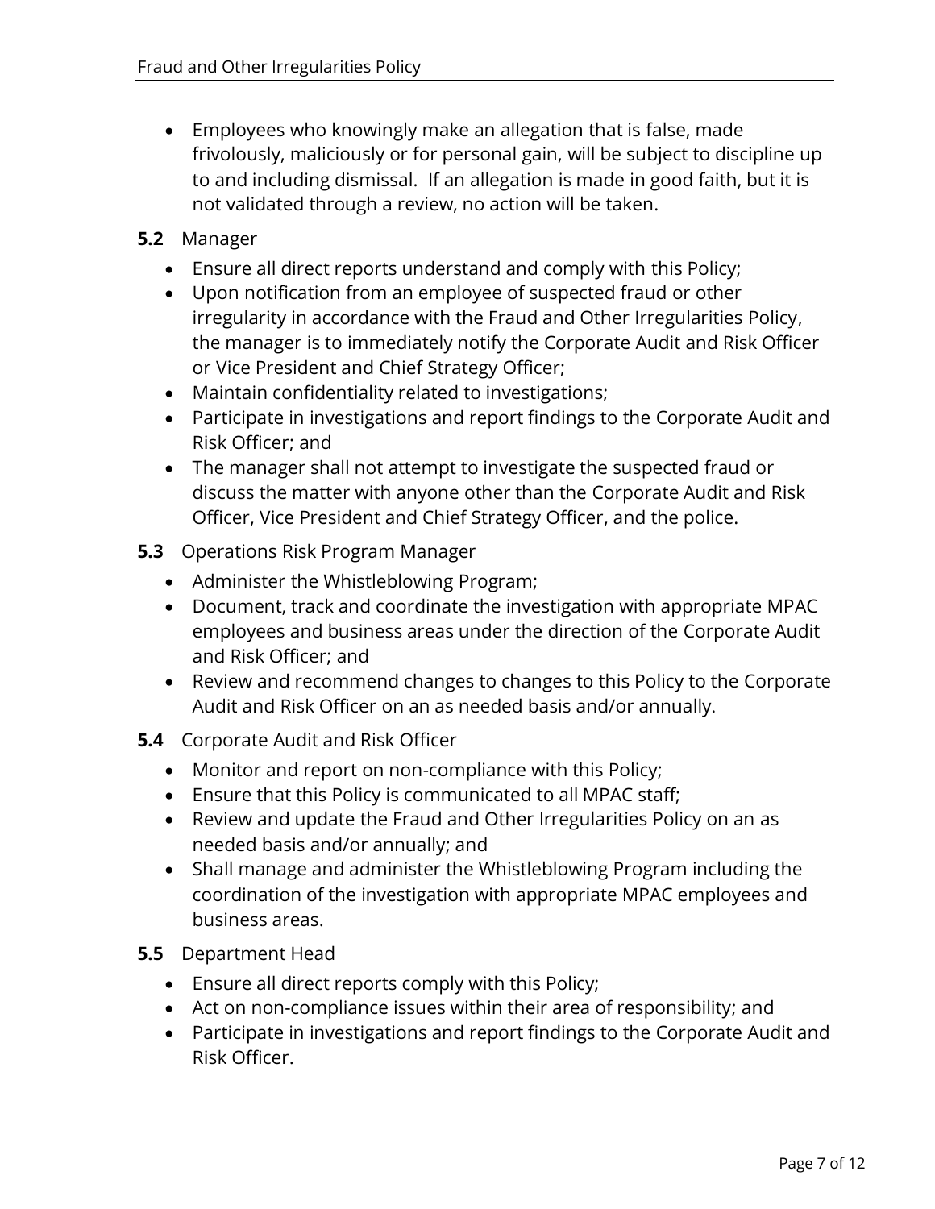- Employees who knowingly make an allegation that is false, made frivolously, maliciously or for personal gain, will be subject to discipline up to and including dismissal. If an allegation is made in good faith, but it is not validated through a review, no action will be taken.

**5.2** Manager

- Ensure all direct reports understand and comply with this Policy;
- Upon notification from an employee of suspected fraud or other irregularity in accordance with the Fraud and Other Irregularities Policy, the manager is to immediately notify the Corporate Audit and Risk Officer or Vice President and Chief Strategy Officer;
- Maintain confidentiality related to investigations;
- Participate in investigations and report findings to the Corporate Audit and Risk Officer; and
- The manager shall not attempt to investigate the suspected fraud or discuss the matter with anyone other than the Corporate Audit and Risk Officer, Vice President and Chief Strategy Officer, and the police.

**5.3** Operations Risk Program Manager

- Administer the Whistleblowing Program;
- Document, track and coordinate the investigation with appropriate MPAC employees and business areas under the direction of the Corporate Audit and Risk Officer; and
- Review and recommend changes to changes to this Policy to the Corporate Audit and Risk Officer on an as needed basis and/or annually.

**5.4** Corporate Audit and Risk Officer

- Monitor and report on non-compliance with this Policy;
- Ensure that this Policy is communicated to all MPAC staff;
- Review and update the Fraud and Other Irregularities Policy on an as needed basis and/or annually; and
- Shall manage and administer the Whistleblowing Program including the coordination of the investigation with appropriate MPAC employees and business areas.

**5.5** Department Head

- Ensure all direct reports comply with this Policy;
- Act on non-compliance issues within their area of responsibility; and
- Participate in investigations and report findings to the Corporate Audit and Risk Officer.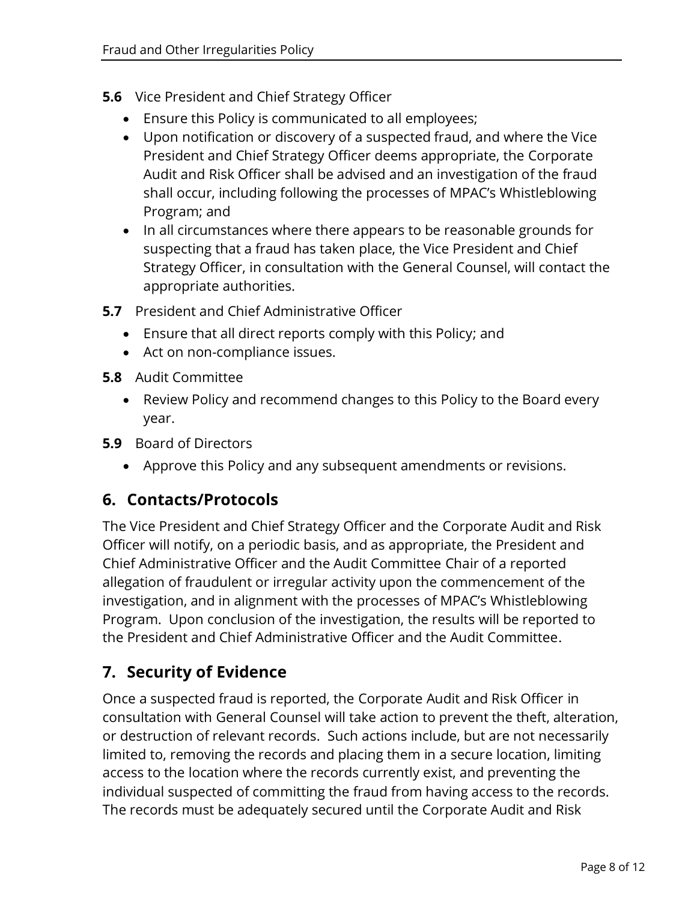**5.6** Vice President and Chief Strategy Officer

- Ensure this Policy is communicated to all employees;
- Upon notification or discovery of a suspected fraud, and where the Vice President and Chief Strategy Officer deems appropriate, the Corporate Audit and Risk Officer shall be advised and an investigation of the fraud shall occur, including following the processes of MPAC's Whistleblowing Program; and
- In all circumstances where there appears to be reasonable grounds for suspecting that a fraud has taken place, the Vice President and Chief Strategy Officer, in consultation with the General Counsel, will contact the appropriate authorities.

**5.7** President and Chief Administrative Officer

- Ensure that all direct reports comply with this Policy; and
- Act on non-compliance issues.

**5.8** Audit Committee

- Review Policy and recommend changes to this Policy to the Board every year.

**5.9** Board of Directors

- Approve this Policy and any subsequent amendments or revisions.

## 6. Contacts/Protocols

The Vice President and Chief Strategy Officer and the Corporate Audit and Risk Officer will notify, on a periodic basis, and as appropriate, the President and Chief Administrative Officer and the Audit Committee Chair of a reported allegation of fraudulent or irregular activity upon the commencement of the investigation, and in alignment with the processes of MPAC's Whistleblowing Program. Upon conclusion of the investigation, the results will be reported to the President and Chief Administrative Officer and the Audit Committee.

## 7. Security of Evidence

Once a suspected fraud is reported, the Corporate Audit and Risk Officer in consultation with General Counsel will take action to prevent the theft, alteration, or destruction of relevant records. Such actions include, but are not necessarily limited to, removing the records and placing them in a secure location, limiting access to the location where the records currently exist, and preventing the individual suspected of committing the fraud from having access to the records. The records must be adequately secured until the Corporate Audit and Risk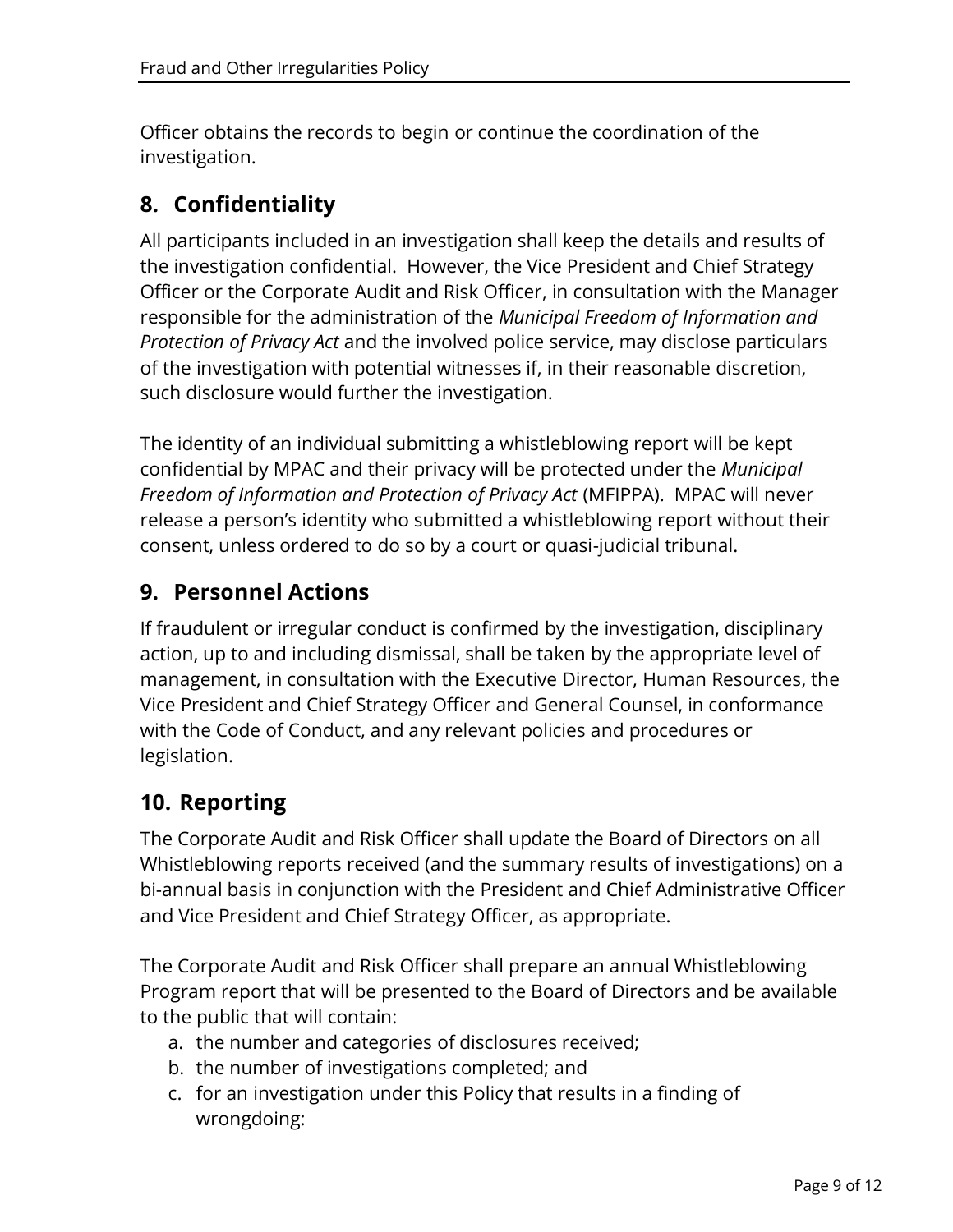Officer obtains the records to begin or continue the coordination of the investigation.

## 8. Confidentiality

All participants included in an investigation shall keep the details and results of the investigation confidential. However, the Vice President and Chief Strategy Officer or the Corporate Audit and Risk Officer, in consultation with the Manager responsible for the administration of the *Municipal Freedom of Information and Protection of Privacy Act* and the involved police service, may disclose particulars of the investigation with potential witnesses if, in their reasonable discretion, such disclosure would further the investigation.

The identity of an individual submitting a whistleblowing report will be kept confidential by MPAC and their privacy will be protected under the *Municipal Freedom of Information and Protection of Privacy Act* (MFIPPA). MPAC will never release a person's identity who submitted a whistleblowing report without their consent, unless ordered to do so by a court or quasi-judicial tribunal.

## 9. Personnel Actions

If fraudulent or irregular conduct is confirmed by the investigation, disciplinary action, up to and including dismissal, shall be taken by the appropriate level of management, in consultation with the Executive Director, Human Resources, the Vice President and Chief Strategy Officer and General Counsel, in conformance with the Code of Conduct, and any relevant policies and procedures or legislation.

## 10. Reporting

The Corporate Audit and Risk Officer shall update the Board of Directors on all Whistleblowing reports received (and the summary results of investigations) on a bi-annual basis in conjunction with the President and Chief Administrative Officer and Vice President and Chief Strategy Officer, as appropriate.

The Corporate Audit and Risk Officer shall prepare an annual Whistleblowing Program report that will be presented to the Board of Directors and be available to the public that will contain:

a. the number and categories of disclosures received;
b. the number of investigations completed; and
c. for an investigation under this Policy that results in a finding of wrongdoing: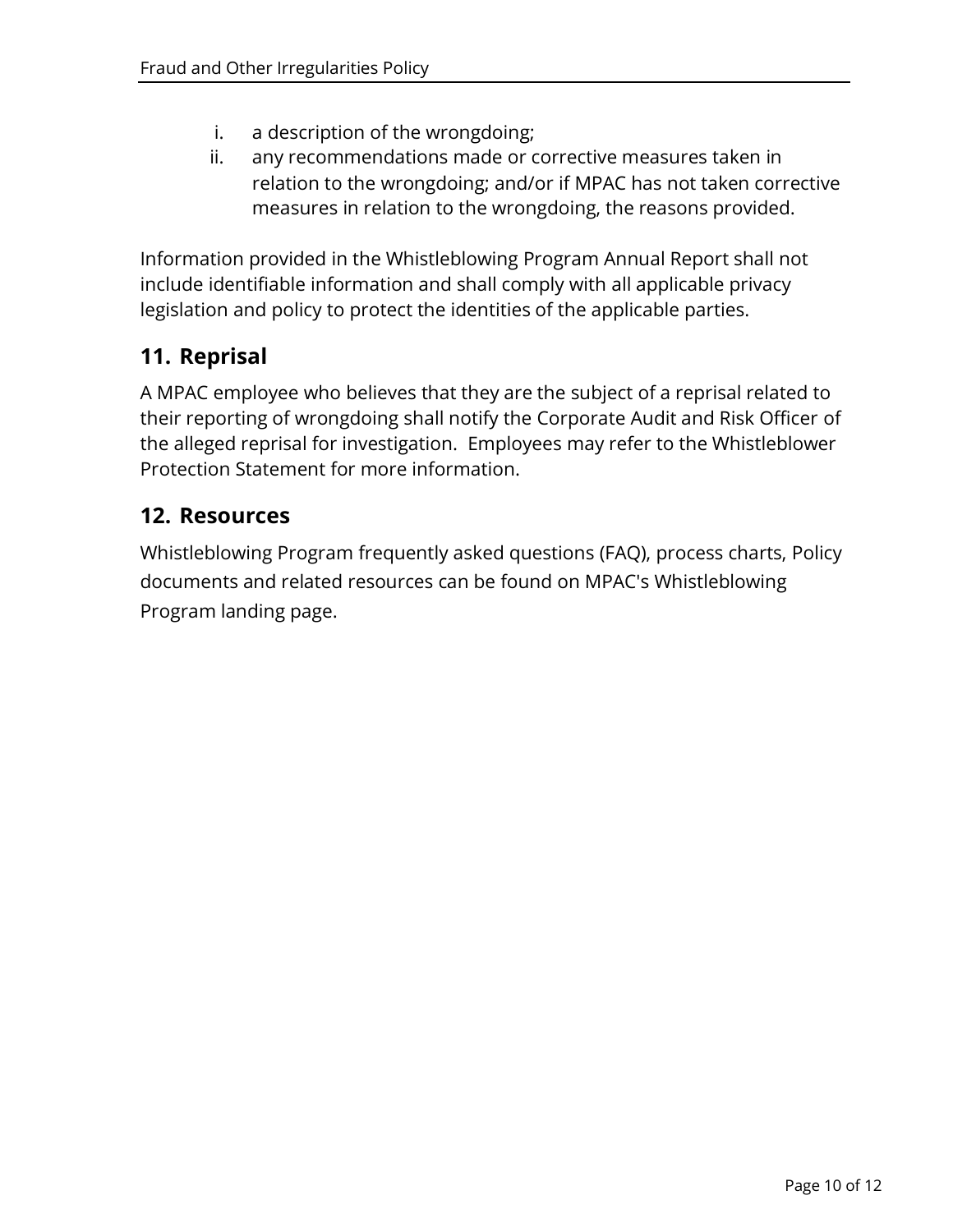i. a description of the wrongdoing;
ii. any recommendations made or corrective measures taken in relation to the wrongdoing; and/or if MPAC has not taken corrective measures in relation to the wrongdoing, the reasons provided.

Information provided in the Whistleblowing Program Annual Report shall not include identifiable information and shall comply with all applicable privacy legislation and policy to protect the identities of the applicable parties.

## 11. Reprisal

A MPAC employee who believes that they are the subject of a reprisal related to their reporting of wrongdoing shall notify the Corporate Audit and Risk Officer of the alleged reprisal for investigation. Employees may refer to the Whistleblower Protection Statement for more information.

## 12. Resources

Whistleblowing Program frequently asked questions (FAQ), process charts, Policy documents and related resources can be found on MPAC's Whistleblowing Program landing page.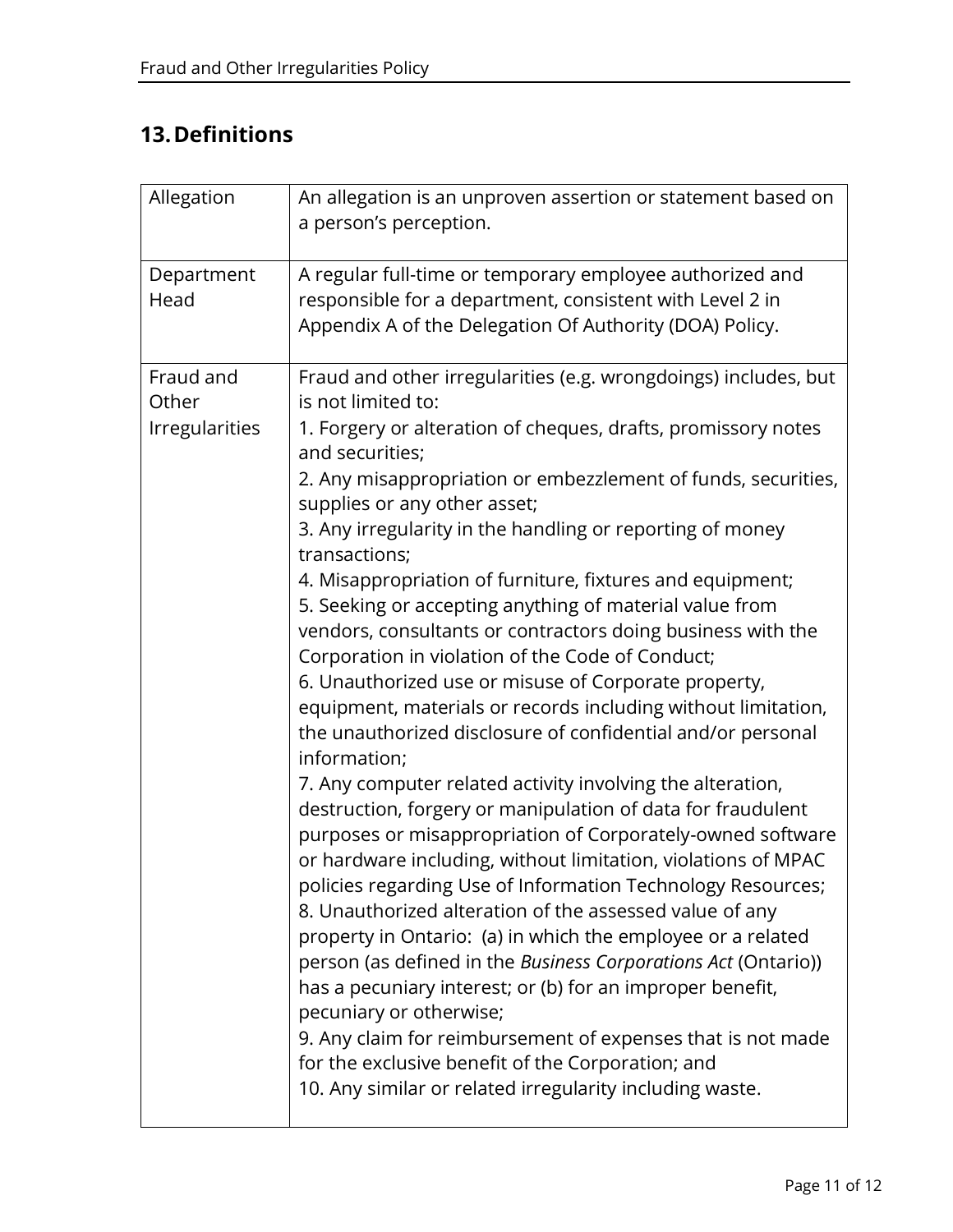## 13. Definitions

| | |
|---|---|
| Allegation | An allegation is an unproven assertion or statement based on a person's perception. |
| Department Head | A regular full-time or temporary employee authorized and responsible for a department, consistent with Level 2 in Appendix A of the Delegation Of Authority (DOA) Policy. |
| Fraud and Other Irregularities | Fraud and other irregularities (e.g. wrongdoings) includes, but is not limited to:<br>1. Forgery or alteration of cheques, drafts, promissory notes and securities;<br>2. Any misappropriation or embezzlement of funds, securities, supplies or any other asset;<br>3. Any irregularity in the handling or reporting of money transactions;<br>4. Misappropriation of furniture, fixtures and equipment;<br>5. Seeking or accepting anything of material value from vendors, consultants or contractors doing business with the Corporation in violation of the Code of Conduct;<br>6. Unauthorized use or misuse of Corporate property, equipment, materials or records including without limitation, the unauthorized disclosure of confidential and/or personal information;<br>7. Any computer related activity involving the alteration, destruction, forgery or manipulation of data for fraudulent purposes or misappropriation of Corporately-owned software or hardware including, without limitation, violations of MPAC policies regarding Use of Information Technology Resources;<br>8. Unauthorized alteration of the assessed value of any property in Ontario: (a) in which the employee or a related person (as defined in the *Business Corporations Act* (Ontario)) has a pecuniary interest; or (b) for an improper benefit, pecuniary or otherwise;<br>9. Any claim for reimbursement of expenses that is not made for the exclusive benefit of the Corporation; and<br>10. Any similar or related irregularity including waste. |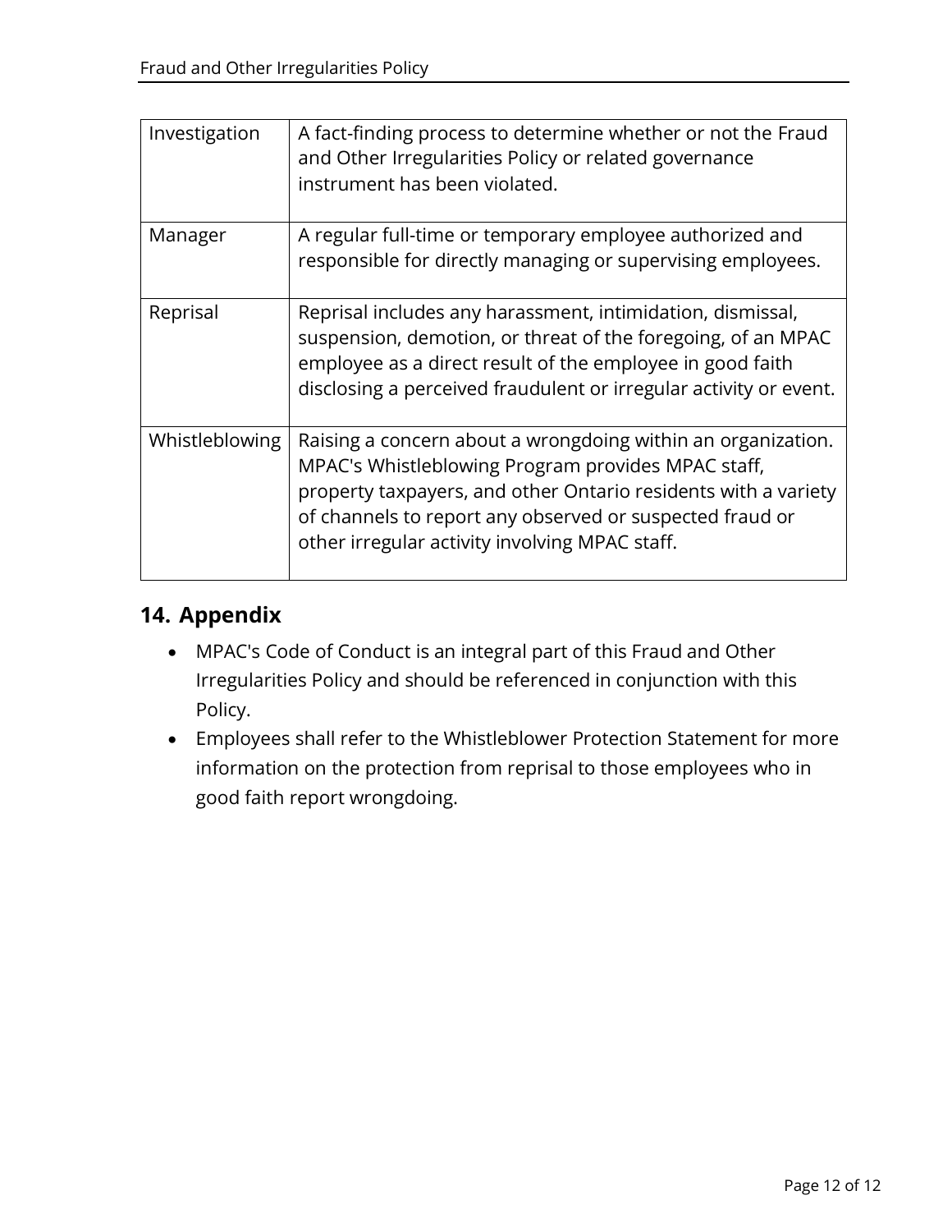| | |
|---|---|
| Investigation | A fact-finding process to determine whether or not the Fraud and Other Irregularities Policy or related governance instrument has been violated. |
| Manager | A regular full-time or temporary employee authorized and responsible for directly managing or supervising employees. |
| Reprisal | Reprisal includes any harassment, intimidation, dismissal, suspension, demotion, or threat of the foregoing, of an MPAC employee as a direct result of the employee in good faith disclosing a perceived fraudulent or irregular activity or event. |
| Whistleblowing | Raising a concern about a wrongdoing within an organization. MPAC's Whistleblowing Program provides MPAC staff, property taxpayers, and other Ontario residents with a variety of channels to report any observed or suspected fraud or other irregular activity involving MPAC staff. |

## 14. Appendix

- MPAC's Code of Conduct is an integral part of this Fraud and Other Irregularities Policy and should be referenced in conjunction with this Policy.
- Employees shall refer to the Whistleblower Protection Statement for more information on the protection from reprisal to those employees who in good faith report wrongdoing.